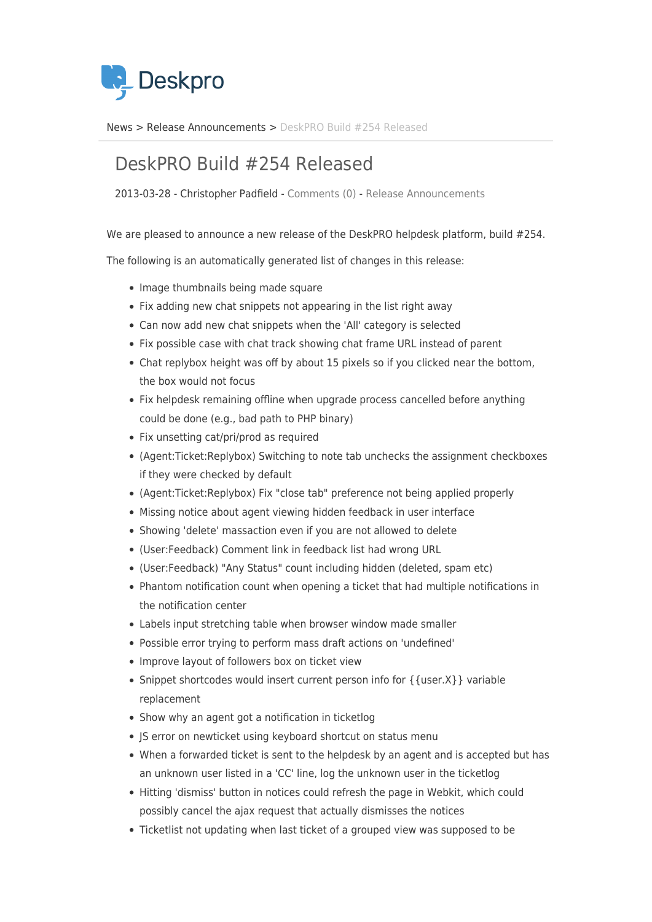News > Release Announcements > DeskPRO Build #254 Released

# DeskPRO Build #254 Released

2013-03-28 - Christopher Padfield - Comments (0) - Release Announcements

We are pleased to announce a new release of the DeskPRO helpdesk platform, build #254.

The following is an automatically generated list of changes in this release:

- Image thumbnails being made square
- Fix adding new chat snippets not appearing in the list right away
- Can now add new chat snippets when the 'All' category is selected
- Fix possible case with chat track showing chat frame URL instead of parent
- Chat replybox height was off by about 15 pixels so if you clicked near the bottom, the box would not focus
- Fix helpdesk remaining offline when upgrade process cancelled before anything could be done (e.g., bad path to PHP binary)
- Fix unsetting cat/pri/prod as required
- (Agent:Ticket:Replybox) Switching to note tab unchecks the assignment checkboxes if they were checked by default
- (Agent:Ticket:Replybox) Fix "close tab" preference not being applied properly
- Missing notice about agent viewing hidden feedback in user interface
- Showing 'delete' massaction even if you are not allowed to delete
- (User:Feedback) Comment link in feedback list had wrong URL
- (User:Feedback) "Any Status" count including hidden (deleted, spam etc)
- Phantom notification count when opening a ticket that had multiple notifications in the notification center
- Labels input stretching table when browser window made smaller
- Possible error trying to perform mass draft actions on 'undefined'
- Improve layout of followers box on ticket view
- Snippet shortcodes would insert current person info for {{user.X}} variable replacement
- Show why an agent got a notification in ticketlog
- JS error on newticket using keyboard shortcut on status menu
- When a forwarded ticket is sent to the helpdesk by an agent and is accepted but has an unknown user listed in a 'CC' line, log the unknown user in the ticketlog
- Hitting 'dismiss' button in notices could refresh the page in Webkit, which could possibly cancel the ajax request that actually dismisses the notices
- Ticketlist not updating when last ticket of a grouped view was supposed to be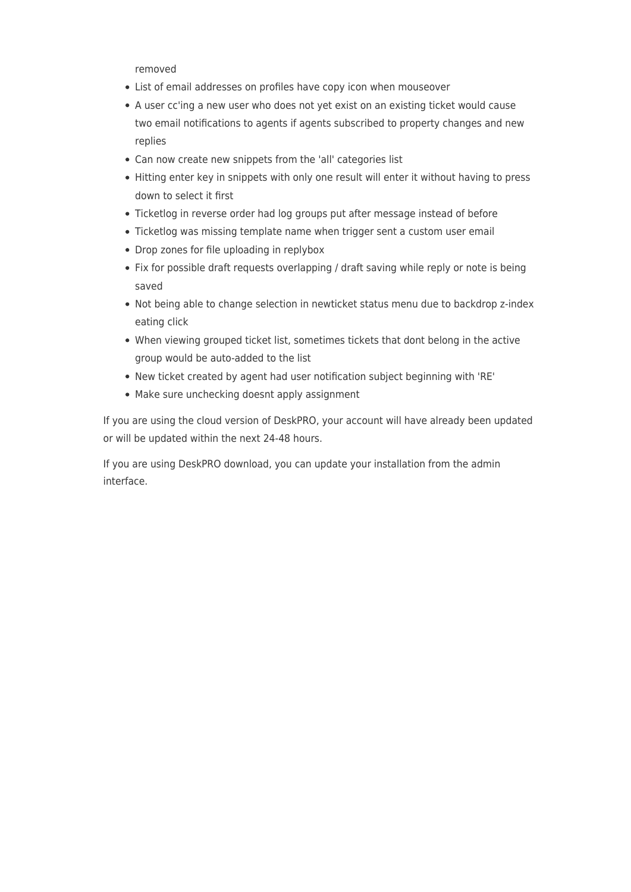removed

- List of email addresses on profiles have copy icon when mouseover
- A user cc'ing a new user who does not yet exist on an existing ticket would cause two email notifications to agents if agents subscribed to property changes and new replies
- Can now create new snippets from the 'all' categories list
- Hitting enter key in snippets with only one result will enter it without having to press down to select it first
- Ticketlog in reverse order had log groups put after message instead of before
- Ticketlog was missing template name when trigger sent a custom user email
- Drop zones for file uploading in replybox
- Fix for possible draft requests overlapping / draft saving while reply or note is being saved
- Not being able to change selection in newticket status menu due to backdrop z-index eating click
- When viewing grouped ticket list, sometimes tickets that dont belong in the active group would be auto-added to the list
- New ticket created by agent had user notification subject beginning with 'RE'
- Make sure unchecking doesnt apply assignment

If you are using the cloud version of DeskPRO, your account will have already been updated or will be updated within the next 24-48 hours.

If you are using DeskPRO download, you can update your installation from the admin interface.